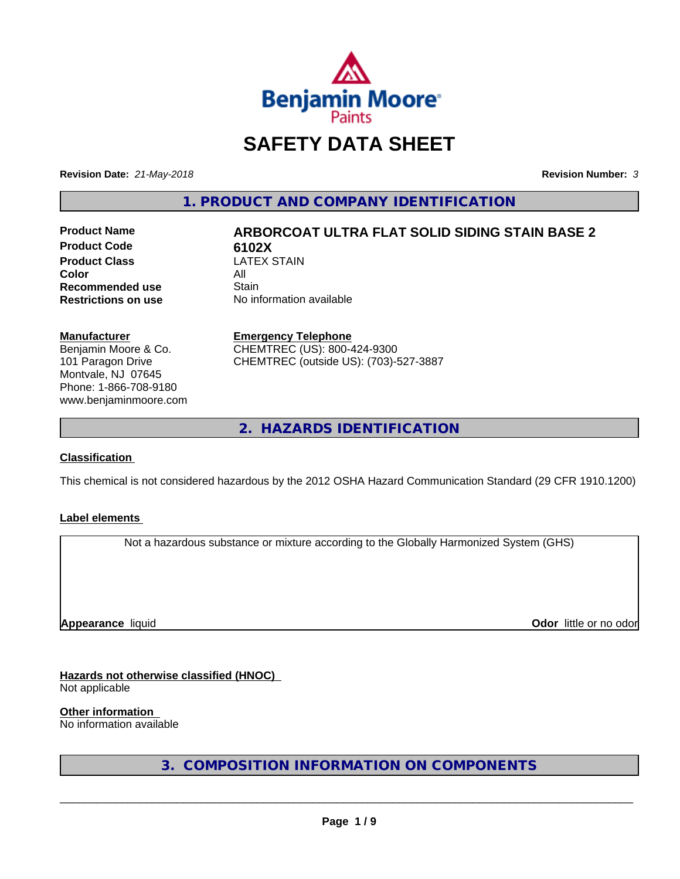# SAFETY DATA SHEET

**Revision Date:** *21-May-2018* **Revision Number:** *3*

## 1. PRODUCT AND COMPANY IDENTIFICATION

| | |
|---|---|
| **Product Name** | **ARBORCOAT ULTRA FLAT SOLID SIDING STAIN BASE 2** |
| **Product Code** | **6102X** |
| **Product Class** | LATEX STAIN |
| **Color** | All |
| **Recommended use** | Stain |
| **Restrictions on use** | No information available |

**Manufacturer**
Benjamin Moore & Co.
101 Paragon Drive
Montvale, NJ 07645
Phone: 1-866-708-9180
www.benjaminmoore.com

**Emergency Telephone**
CHEMTREC (US): 800-424-9300
CHEMTREC (outside US): (703)-527-3887

## 2. HAZARDS IDENTIFICATION

**Classification**

This chemical is not considered hazardous by the 2012 OSHA Hazard Communication Standard (29 CFR 1910.1200)

**Label elements**

Not a hazardous substance or mixture according to the Globally Harmonized System (GHS)

**Appearance** liquid **Odor** little or no odor

**Hazards not otherwise classified (HNOC)**
Not applicable

**Other information**
No information available

## 3. COMPOSITION INFORMATION ON COMPONENTS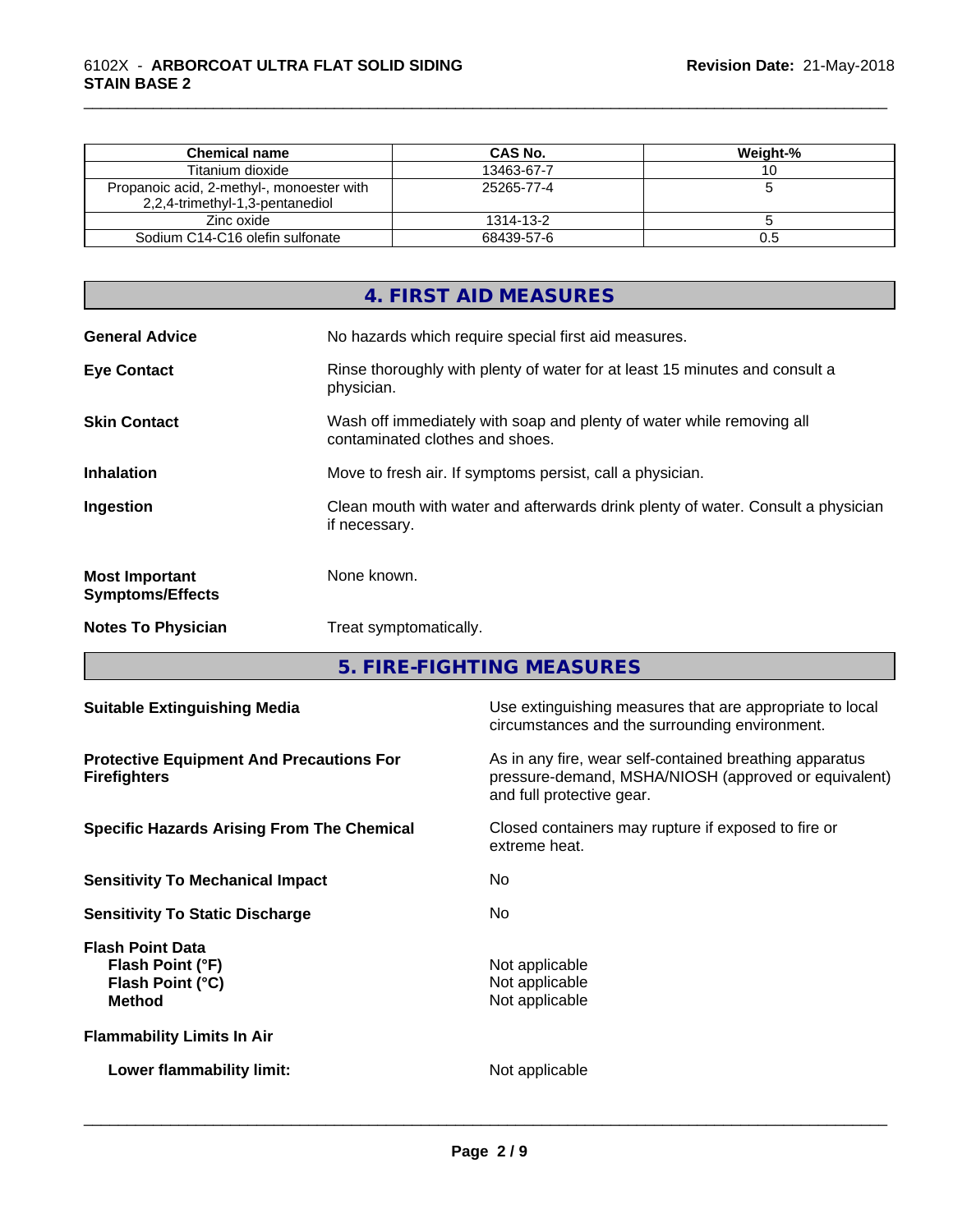| Chemical name | CAS No. | Weight-% |
|---|---|---|
| Titanium dioxide | 13463-67-7 | 10 |
| Propanoic acid, 2-methyl-, monoester with 2,2,4-trimethyl-1,3-pentanediol | 25265-77-4 | 5 |
| Zinc oxide | 1314-13-2 | 5 |
| Sodium C14-C16 olefin sulfonate | 68439-57-6 | 0.5 |

## 4. FIRST AID MEASURES

**General Advice** — No hazards which require special first aid measures.

**Eye Contact** — Rinse thoroughly with plenty of water for at least 15 minutes and consult a physician.

**Skin Contact** — Wash off immediately with soap and plenty of water while removing all contaminated clothes and shoes.

**Inhalation** — Move to fresh air. If symptoms persist, call a physician.

**Ingestion** — Clean mouth with water and afterwards drink plenty of water. Consult a physician if necessary.

**Most Important Symptoms/Effects** — None known.

**Notes To Physician** — Treat symptomatically.

## 5. FIRE-FIGHTING MEASURES

**Suitable Extinguishing Media** — Use extinguishing measures that are appropriate to local circumstances and the surrounding environment.

**Protective Equipment And Precautions For Firefighters** — As in any fire, wear self-contained breathing apparatus pressure-demand, MSHA/NIOSH (approved or equivalent) and full protective gear.

**Specific Hazards Arising From The Chemical** — Closed containers may rupture if exposed to fire or extreme heat.

**Sensitivity To Mechanical Impact** — No

**Sensitivity To Static Discharge** — No

**Flash Point Data**
- **Flash Point (°F)** — Not applicable
- **Flash Point (°C)** — Not applicable
- **Method** — Not applicable

**Flammability Limits In Air**

- **Lower flammability limit:** — Not applicable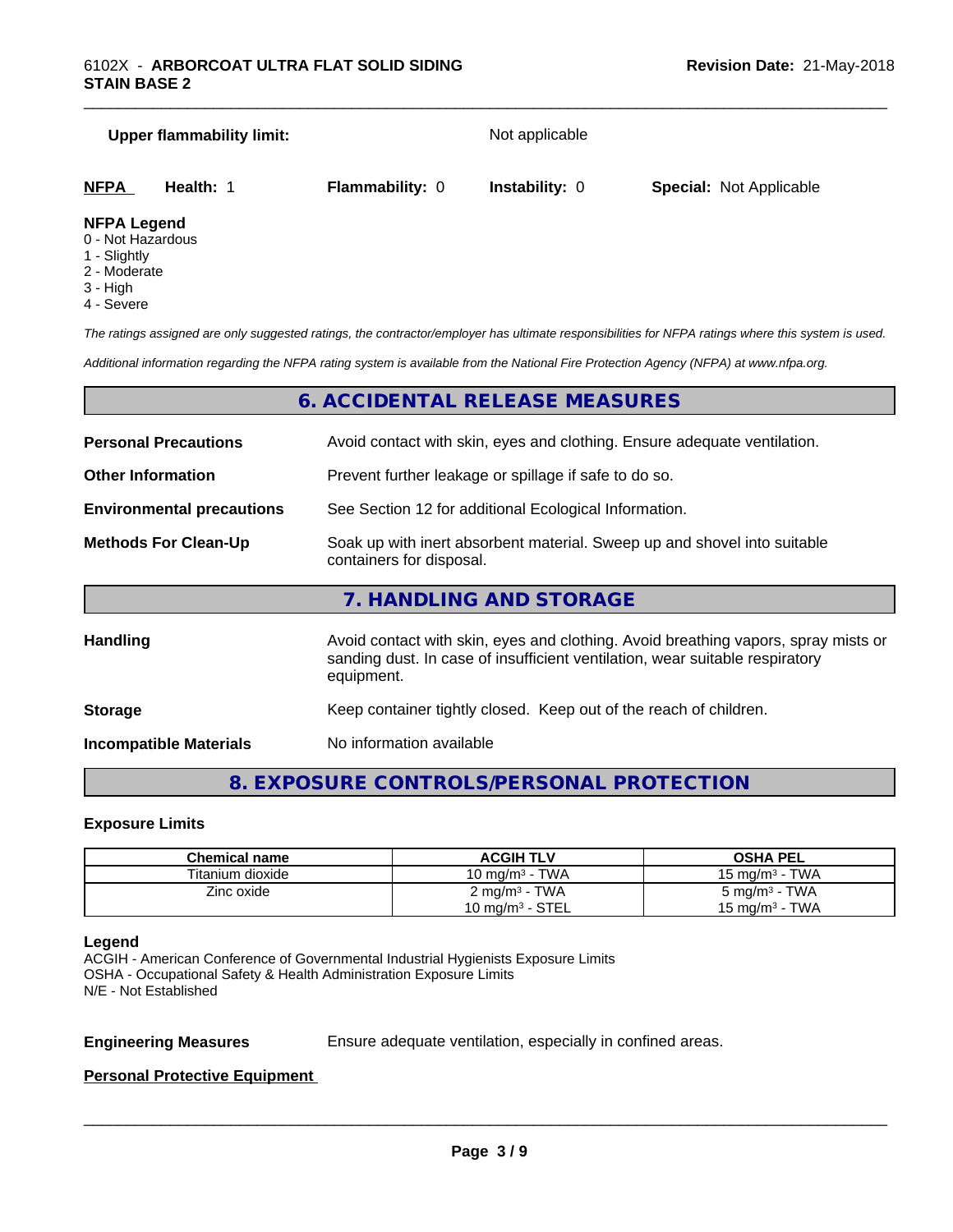**Upper flammability limit:** Not applicable

| **NFPA** | **Health:** 1 | **Flammability:** 0 | **Instability:** 0 | **Special:** Not Applicable |
|---|---|---|---|---|

**NFPA Legend**
0 - Not Hazardous
1 - Slightly
2 - Moderate
3 - High
4 - Severe

*The ratings assigned are only suggested ratings, the contractor/employer has ultimate responsibilities for NFPA ratings where this system is used.*

*Additional information regarding the NFPA rating system is available from the National Fire Protection Agency (NFPA) at www.nfpa.org.*

## 6. ACCIDENTAL RELEASE MEASURES

**Personal Precautions** Avoid contact with skin, eyes and clothing. Ensure adequate ventilation.

**Other Information** Prevent further leakage or spillage if safe to do so.

**Environmental precautions** See Section 12 for additional Ecological Information.

**Methods For Clean-Up** Soak up with inert absorbent material. Sweep up and shovel into suitable containers for disposal.

## 7. HANDLING AND STORAGE

**Handling** Avoid contact with skin, eyes and clothing. Avoid breathing vapors, spray mists or sanding dust. In case of insufficient ventilation, wear suitable respiratory equipment.

**Storage** Keep container tightly closed. Keep out of the reach of children.

**Incompatible Materials** No information available

## 8. EXPOSURE CONTROLS/PERSONAL PROTECTION

### Exposure Limits

| Chemical name | ACGIH TLV | OSHA PEL |
|---|---|---|
| Titanium dioxide | 10 mg/m³ - TWA | 15 mg/m³ - TWA |
| Zinc oxide | 2 mg/m³ - TWA<br>10 mg/m³ - STEL | 5 mg/m³ - TWA<br>15 mg/m³ - TWA |

**Legend**
ACGIH - American Conference of Governmental Industrial Hygienists Exposure Limits
OSHA - Occupational Safety & Health Administration Exposure Limits
N/E - Not Established

**Engineering Measures** Ensure adequate ventilation, especially in confined areas.

**Personal Protective Equipment**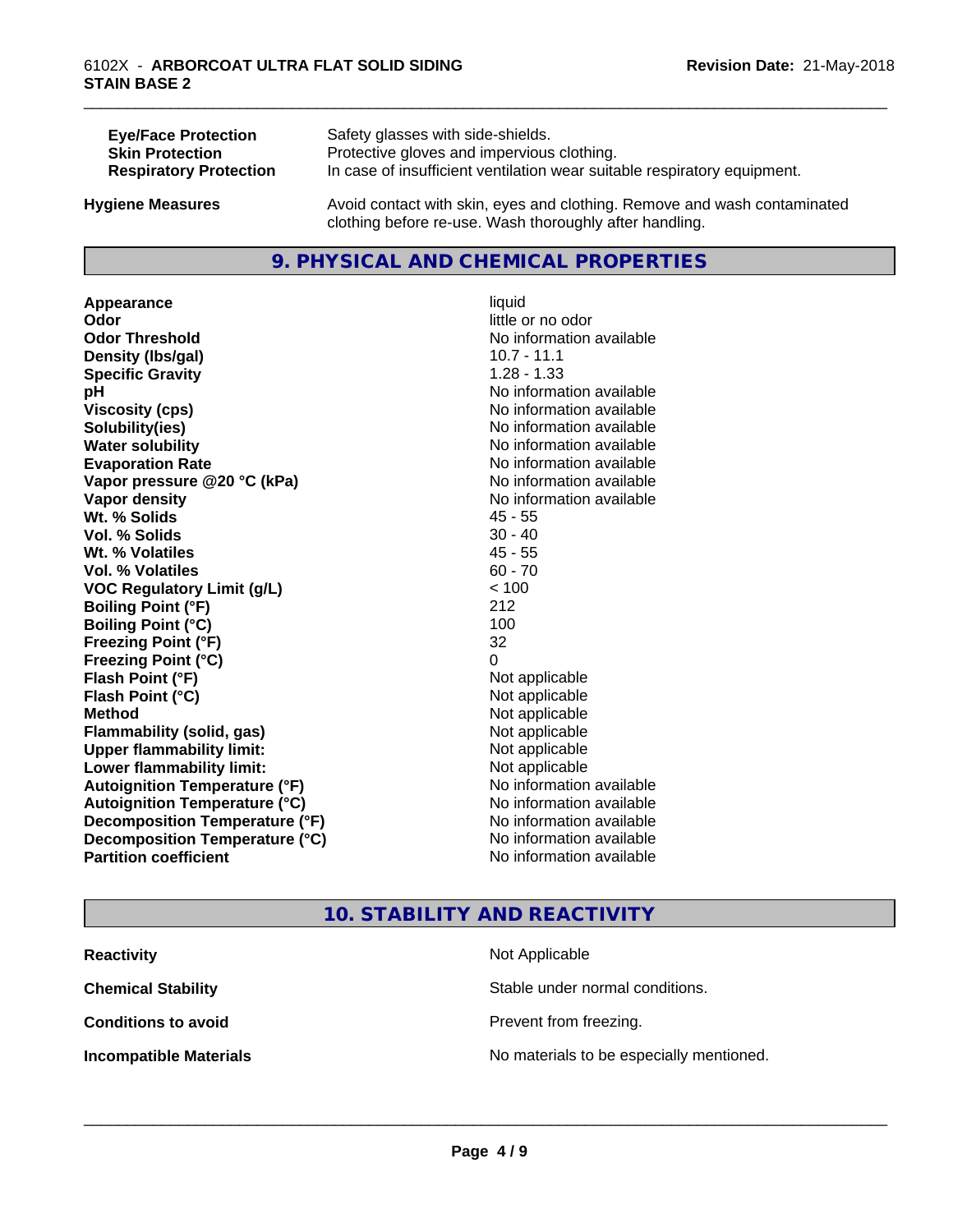| | |
|---|---|
| **Eye/Face Protection** | Safety glasses with side-shields. |
| **Skin Protection** | Protective gloves and impervious clothing. |
| **Respiratory Protection** | In case of insufficient ventilation wear suitable respiratory equipment. |

**Hygiene Measures** — Avoid contact with skin, eyes and clothing. Remove and wash contaminated clothing before re-use. Wash thoroughly after handling.

## 9. PHYSICAL AND CHEMICAL PROPERTIES

| | |
|---|---|
| **Appearance** | liquid |
| **Odor** | little or no odor |
| **Odor Threshold** | No information available |
| **Density (lbs/gal)** | 10.7 - 11.1 |
| **Specific Gravity** | 1.28 - 1.33 |
| **pH** | No information available |
| **Viscosity (cps)** | No information available |
| **Solubility(ies)** | No information available |
| **Water solubility** | No information available |
| **Evaporation Rate** | No information available |
| **Vapor pressure @20 °C (kPa)** | No information available |
| **Vapor density** | No information available |
| **Wt. % Solids** | 45 - 55 |
| **Vol. % Solids** | 30 - 40 |
| **Wt. % Volatiles** | 45 - 55 |
| **Vol. % Volatiles** | 60 - 70 |
| **VOC Regulatory Limit (g/L)** | < 100 |
| **Boiling Point (°F)** | 212 |
| **Boiling Point (°C)** | 100 |
| **Freezing Point (°F)** | 32 |
| **Freezing Point (°C)** | 0 |
| **Flash Point (°F)** | Not applicable |
| **Flash Point (°C)** | Not applicable |
| **Method** | Not applicable |
| **Flammability (solid, gas)** | Not applicable |
| **Upper flammability limit:** | Not applicable |
| **Lower flammability limit:** | Not applicable |
| **Autoignition Temperature (°F)** | No information available |
| **Autoignition Temperature (°C)** | No information available |
| **Decomposition Temperature (°F)** | No information available |
| **Decomposition Temperature (°C)** | No information available |
| **Partition coefficient** | No information available |

## 10. STABILITY AND REACTIVITY

| | |
|---|---|
| **Reactivity** | Not Applicable |
| **Chemical Stability** | Stable under normal conditions. |
| **Conditions to avoid** | Prevent from freezing. |
| **Incompatible Materials** | No materials to be especially mentioned. |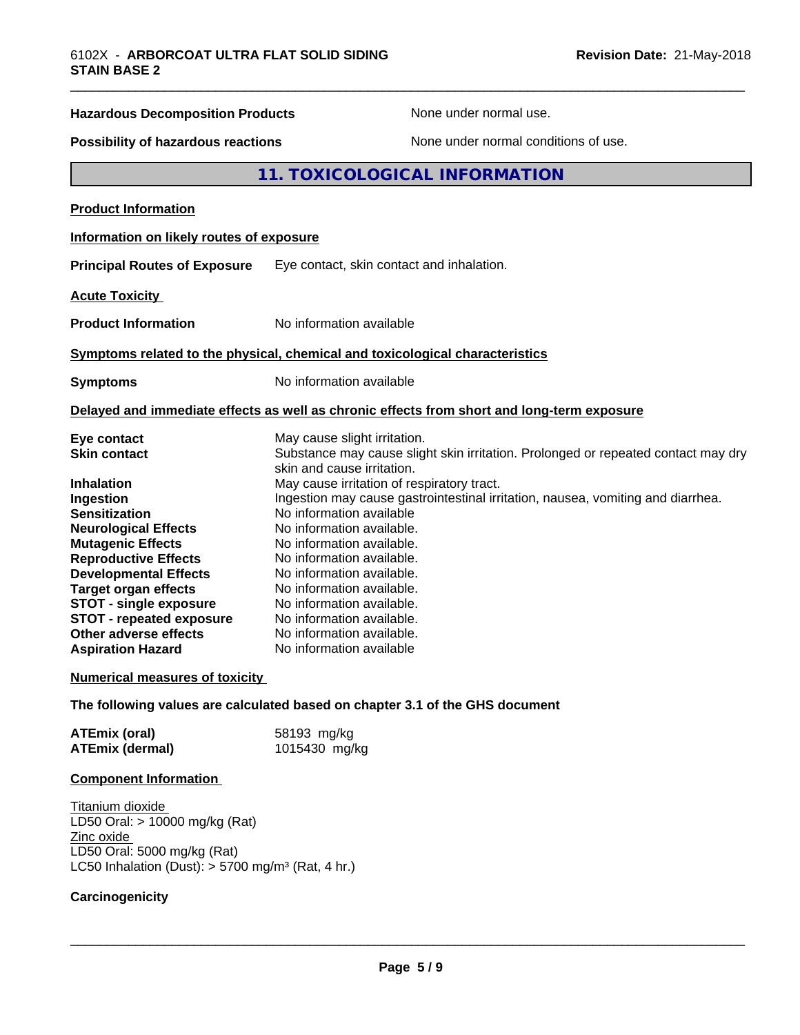| | |
|---|---|
| **Hazardous Decomposition Products** | None under normal use. |
| **Possibility of hazardous reactions** | None under normal conditions of use. |

## 11. TOXICOLOGICAL INFORMATION

**Product Information**

**Information on likely routes of exposure**

**Principal Routes of Exposure** Eye contact, skin contact and inhalation.

**Acute Toxicity**

**Product Information** No information available

**Symptoms related to the physical, chemical and toxicological characteristics**

**Symptoms** No information available

**Delayed and immediate effects as well as chronic effects from short and long-term exposure**

| | |
|---|---|
| **Eye contact** | May cause slight irritation. |
| **Skin contact** | Substance may cause slight skin irritation. Prolonged or repeated contact may dry skin and cause irritation. |
| **Inhalation** | May cause irritation of respiratory tract. |
| **Ingestion** | Ingestion may cause gastrointestinal irritation, nausea, vomiting and diarrhea. |
| **Sensitization** | No information available |
| **Neurological Effects** | No information available. |
| **Mutagenic Effects** | No information available. |
| **Reproductive Effects** | No information available. |
| **Developmental Effects** | No information available. |
| **Target organ effects** | No information available. |
| **STOT - single exposure** | No information available. |
| **STOT - repeated exposure** | No information available. |
| **Other adverse effects** | No information available. |
| **Aspiration Hazard** | No information available |

**Numerical measures of toxicity**

**The following values are calculated based on chapter 3.1 of the GHS document**

| | |
|---|---|
| **ATEmix (oral)** | 58193 mg/kg |
| **ATEmix (dermal)** | 1015430 mg/kg |

**Component Information**

Titanium dioxide
LD50 Oral: > 10000 mg/kg (Rat)
Zinc oxide
LD50 Oral: 5000 mg/kg (Rat)
LC50 Inhalation (Dust): > 5700 mg/m³ (Rat, 4 hr.)

**Carcinogenicity**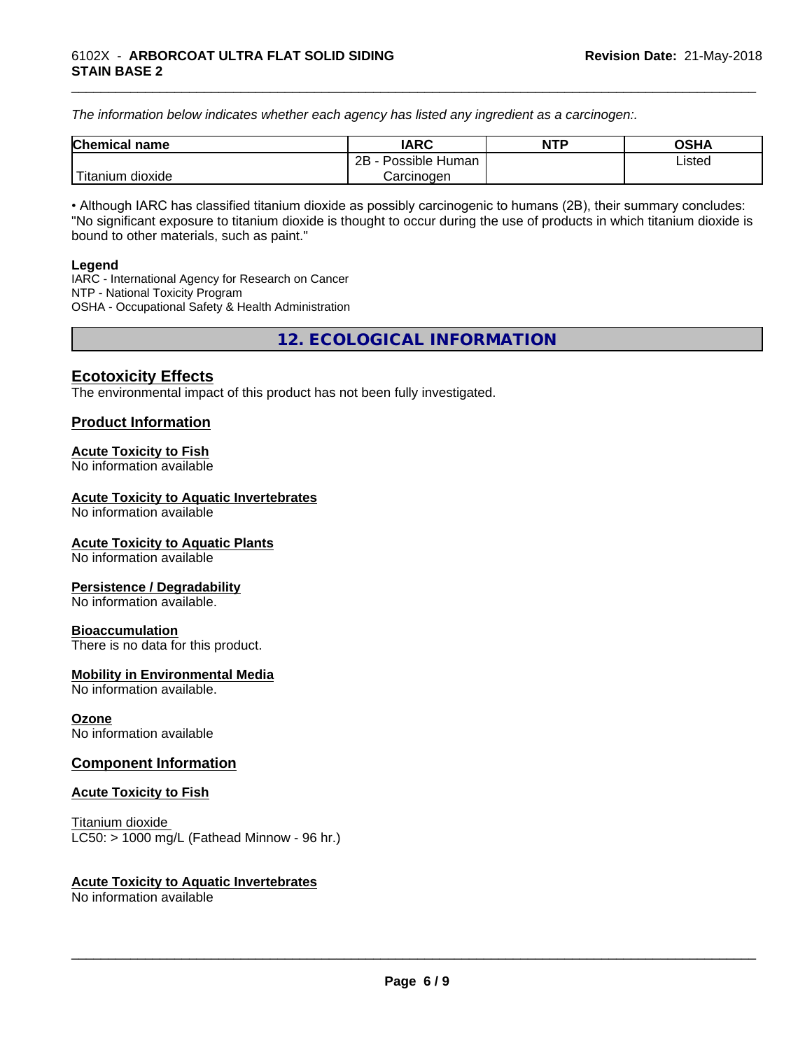*The information below indicates whether each agency has listed any ingredient as a carcinogen:.*

| Chemical name | IARC | NTP | OSHA |
|---|---|---|---|
| Titanium dioxide | 2B - Possible Human Carcinogen | | Listed |

• Although IARC has classified titanium dioxide as possibly carcinogenic to humans (2B), their summary concludes: "No significant exposure to titanium dioxide is thought to occur during the use of products in which titanium dioxide is bound to other materials, such as paint."

**Legend**
IARC - International Agency for Research on Cancer
NTP - National Toxicity Program
OSHA - Occupational Safety & Health Administration

# 12. ECOLOGICAL INFORMATION

## Ecotoxicity Effects

The environmental impact of this product has not been fully investigated.

## Product Information

### Acute Toxicity to Fish

No information available

### Acute Toxicity to Aquatic Invertebrates

No information available

### Acute Toxicity to Aquatic Plants

No information available

### Persistence / Degradability

No information available.

### Bioaccumulation

There is no data for this product.

### Mobility in Environmental Media

No information available.

### Ozone

No information available

## Component Information

### Acute Toxicity to Fish

Titanium dioxide
LC50: > 1000 mg/L (Fathead Minnow - 96 hr.)

### Acute Toxicity to Aquatic Invertebrates

No information available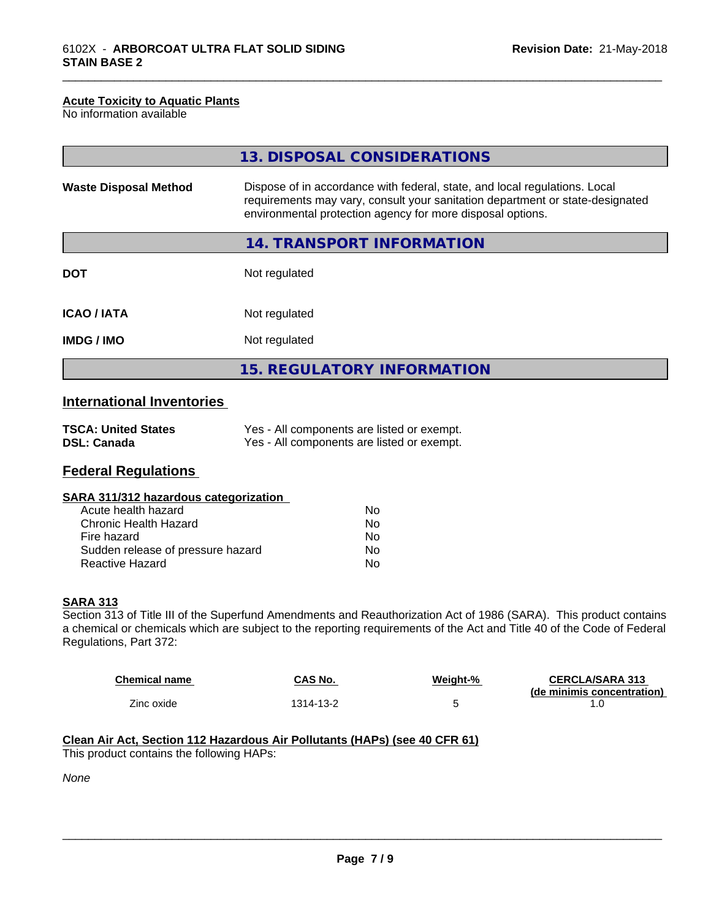### Acute Toxicity to Aquatic Plants

No information available

## 13. DISPOSAL CONSIDERATIONS

| | |
|---|---|
| **Waste Disposal Method** | Dispose of in accordance with federal, state, and local regulations. Local requirements may vary, consult your sanitation department or state-designated environmental protection agency for more disposal options. |

## 14. TRANSPORT INFORMATION

| | |
|---|---|
| **DOT** | Not regulated |
| **ICAO / IATA** | Not regulated |
| **IMDG / IMO** | Not regulated |

## 15. REGULATORY INFORMATION

### International Inventories

| | |
|---|---|
| **TSCA: United States** | Yes - All components are listed or exempt. |
| **DSL: Canada** | Yes - All components are listed or exempt. |

### Federal Regulations

**SARA 311/312 hazardous categorization**

| | |
|---|---|
| Acute health hazard | No |
| Chronic Health Hazard | No |
| Fire hazard | No |
| Sudden release of pressure hazard | No |
| Reactive Hazard | No |

**SARA 313**

Section 313 of Title III of the Superfund Amendments and Reauthorization Act of 1986 (SARA). This product contains a chemical or chemicals which are subject to the reporting requirements of the Act and Title 40 of the Code of Federal Regulations, Part 372:

| Chemical name | CAS No. | Weight-% | CERCLA/SARA 313 (de minimis concentration) |
|---|---|---|---|
| Zinc oxide | 1314-13-2 | 5 | 1.0 |

**Clean Air Act, Section 112 Hazardous Air Pollutants (HAPs) (see 40 CFR 61)**

This product contains the following HAPs:

*None*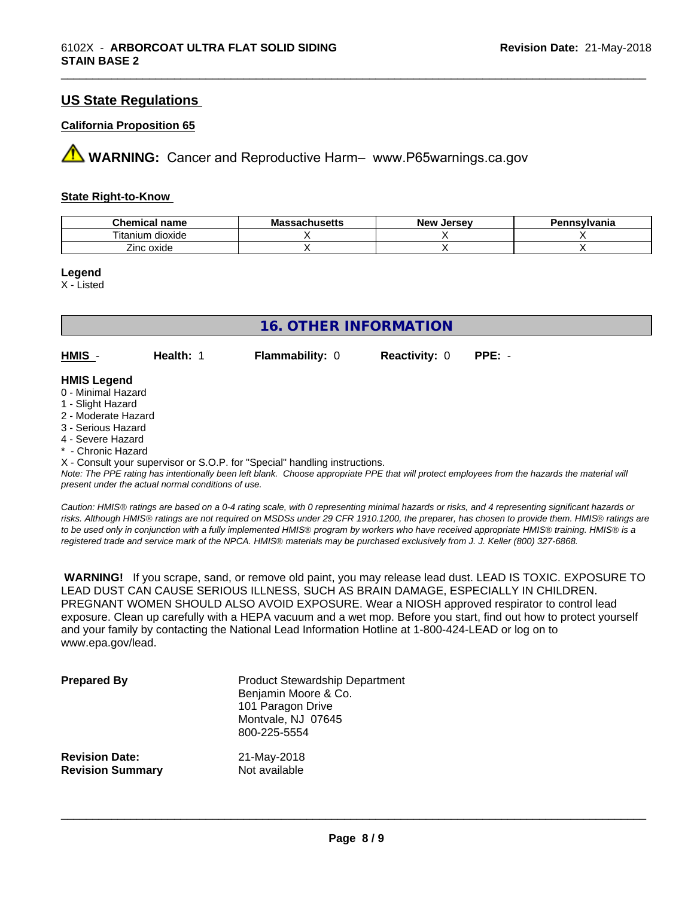## US State Regulations

### California Proposition 65

⚠ **WARNING:** Cancer and Reproductive Harm– www.P65warnings.ca.gov

### State Right-to-Know

| Chemical name | Massachusetts | New Jersey | Pennsylvania |
| --- | --- | --- | --- |
| Titanium dioxide | X | X | X |
| Zinc oxide | X | X | X |

**Legend**

X - Listed

## 16. OTHER INFORMATION

**HMIS** - **Health:** 1 **Flammability:** 0 **Reactivity:** 0 **PPE:** -

**HMIS Legend**

0 - Minimal Hazard
1 - Slight Hazard
2 - Moderate Hazard
3 - Serious Hazard
4 - Severe Hazard
* - Chronic Hazard
X - Consult your supervisor or S.O.P. for "Special" handling instructions.

*Note: The PPE rating has intentionally been left blank. Choose appropriate PPE that will protect employees from the hazards the material will present under the actual normal conditions of use.*

*Caution: HMIS® ratings are based on a 0-4 rating scale, with 0 representing minimal hazards or risks, and 4 representing significant hazards or risks. Although HMIS® ratings are not required on MSDSs under 29 CFR 1910.1200, the preparer, has chosen to provide them. HMIS® ratings are to be used only in conjunction with a fully implemented HMIS® program by workers who have received appropriate HMIS® training. HMIS® is a registered trade and service mark of the NPCA. HMIS® materials may be purchased exclusively from J. J. Keller (800) 327-6868.*

**WARNING!** If you scrape, sand, or remove old paint, you may release lead dust. LEAD IS TOXIC. EXPOSURE TO LEAD DUST CAN CAUSE SERIOUS ILLNESS, SUCH AS BRAIN DAMAGE, ESPECIALLY IN CHILDREN. PREGNANT WOMEN SHOULD ALSO AVOID EXPOSURE. Wear a NIOSH approved respirator to control lead exposure. Clean up carefully with a HEPA vacuum and a wet mop. Before you start, find out how to protect yourself and your family by contacting the National Lead Information Hotline at 1-800-424-LEAD or log on to www.epa.gov/lead.

**Prepared By**

Product Stewardship Department
Benjamin Moore & Co.
101 Paragon Drive
Montvale, NJ 07645
800-225-5554

**Revision Date:** 21-May-2018

**Revision Summary** Not available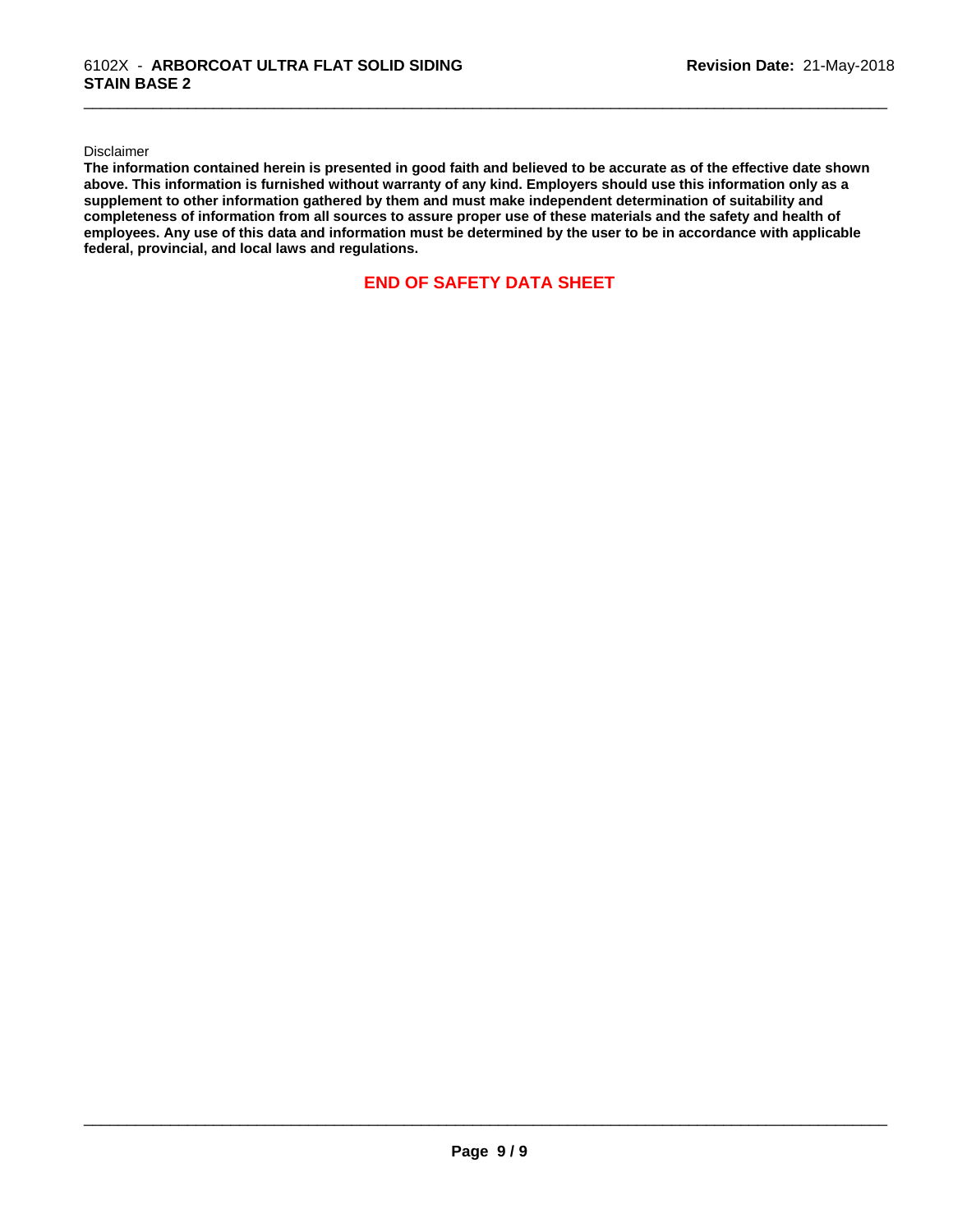Disclaimer

**The information contained herein is presented in good faith and believed to be accurate as of the effective date shown above. This information is furnished without warranty of any kind. Employers should use this information only as a supplement to other information gathered by them and must make independent determination of suitability and completeness of information from all sources to assure proper use of these materials and the safety and health of employees. Any use of this data and information must be determined by the user to be in accordance with applicable federal, provincial, and local laws and regulations.**

**END OF SAFETY DATA SHEET**